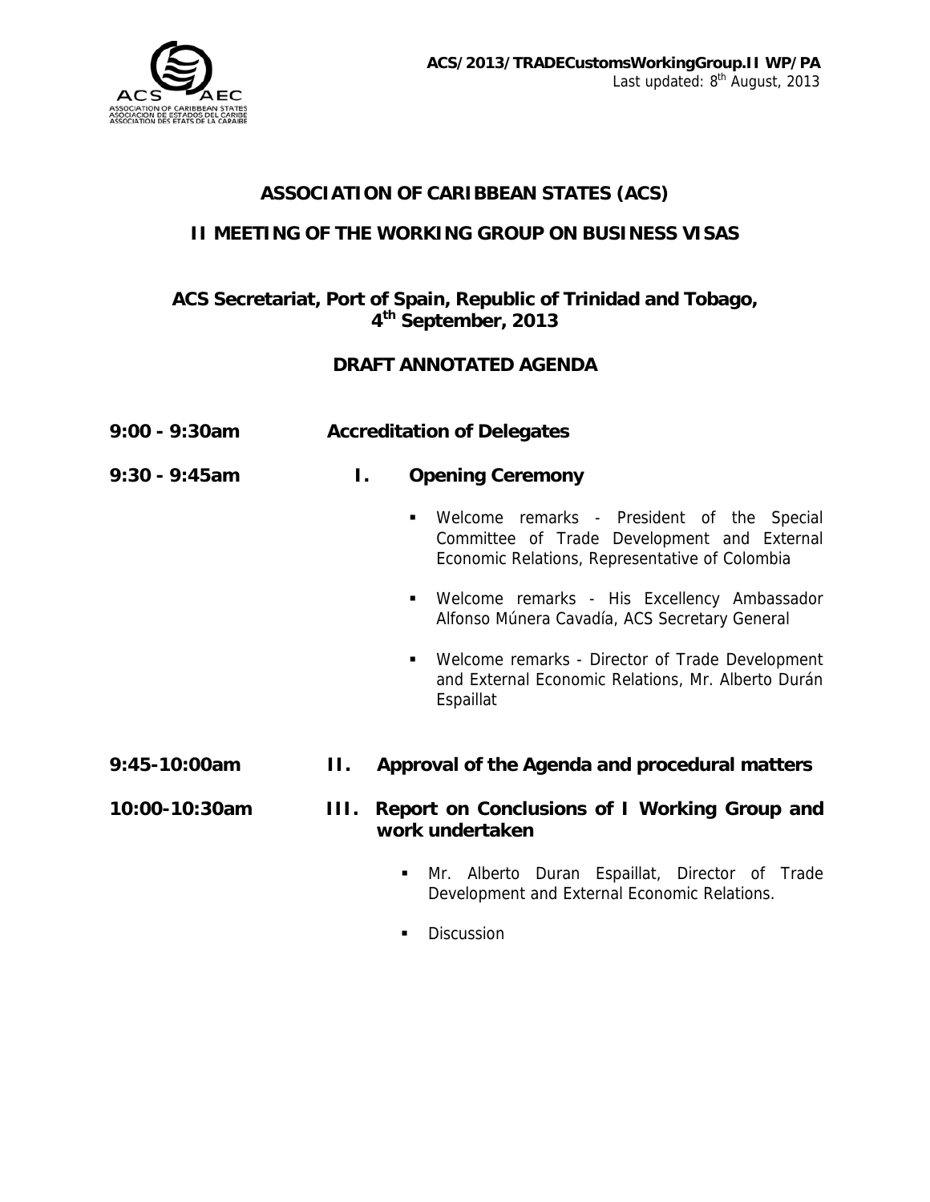**ACS/2013/TRADECustomsWorkingGroup.II WP/PA**
Last updated: 8th August, 2013

# ASSOCIATION OF CARIBBEAN STATES (ACS)

## II MEETING OF THE WORKING GROUP ON BUSINESS VISAS

### ACS Secretariat, Port of Spain, Republic of Trinidad and Tobago, 4th September, 2013

### DRAFT ANNOTATED AGENDA

**9:00 - 9:30am** **Accreditation of Delegates**

**9:30 - 9:45am** **I. Opening Ceremony**

- Welcome remarks - President of the Special Committee of Trade Development and External Economic Relations, Representative of Colombia
- Welcome remarks - His Excellency Ambassador Alfonso Múnera Cavadía, ACS Secretary General
- Welcome remarks - Director of Trade Development and External Economic Relations, Mr. Alberto Durán Espaillat

**9:45-10:00am** **II. Approval of the Agenda and procedural matters**

**10:00-10:30am** **III. Report on Conclusions of I Working Group and work undertaken**

- Mr. Alberto Duran Espaillat, Director of Trade Development and External Economic Relations.
- Discussion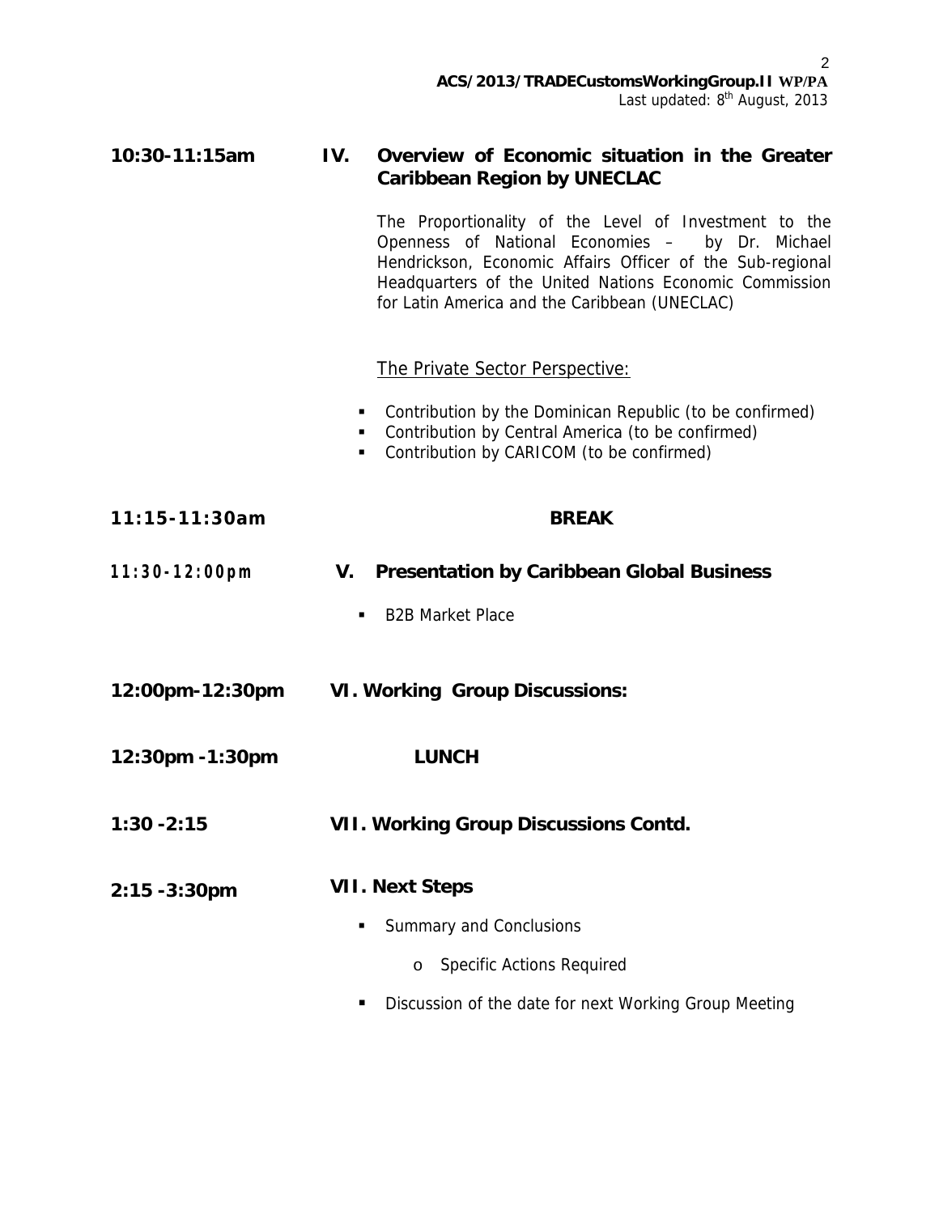**10:30-11:15am** **IV. Overview of Economic situation in the Greater Caribbean Region by UNECLAC**

The Proportionality of the Level of Investment to the Openness of National Economies – by Dr. Michael Hendrickson, Economic Affairs Officer of the Sub-regional Headquarters of the United Nations Economic Commission for Latin America and the Caribbean (UNECLAC)

The Private Sector Perspective:

- Contribution by the Dominican Republic (to be confirmed)
- Contribution by Central America (to be confirmed)
- Contribution by CARICOM (to be confirmed)

**11:15-11:30am** **BREAK**

**11:30-12:00pm** **V. Presentation by Caribbean Global Business**

- B2B Market Place

**12:00pm-12:30pm** **VI. Working Group Discussions:**

**12:30pm -1:30pm** **LUNCH**

**1:30 -2:15** **VII. Working Group Discussions Contd.**

**2:15 -3:30pm** **VII. Next Steps**

- Summary and Conclusions
  - Specific Actions Required
- Discussion of the date for next Working Group Meeting